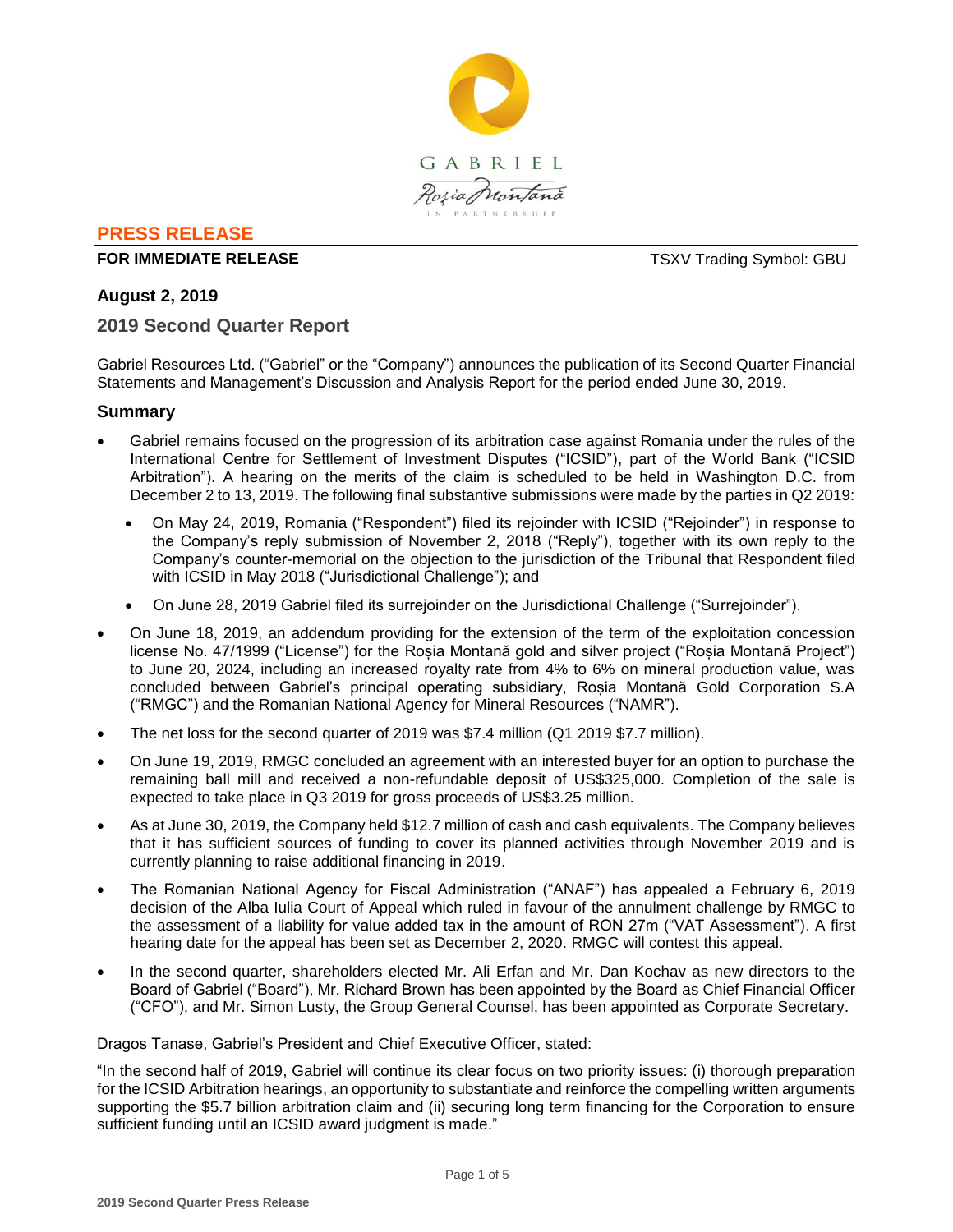**PRESS RELEASE**

**FOR IMMEDIATE RELEASE** TSXV Trading Symbol: GBU

**August 2, 2019**

## 2019 Second Quarter Report

Gabriel Resources Ltd. ("Gabriel" or the "Company") announces the publication of its Second Quarter Financial Statements and Management's Discussion and Analysis Report for the period ended June 30, 2019.

### Summary

- Gabriel remains focused on the progression of its arbitration case against Romania under the rules of the International Centre for Settlement of Investment Disputes ("ICSID"), part of the World Bank ("ICSID Arbitration"). A hearing on the merits of the claim is scheduled to be held in Washington D.C. from December 2 to 13, 2019. The following final substantive submissions were made by the parties in Q2 2019:
  - On May 24, 2019, Romania ("Respondent") filed its rejoinder with ICSID ("Rejoinder") in response to the Company's reply submission of November 2, 2018 ("Reply"), together with its own reply to the Company's counter-memorial on the objection to the jurisdiction of the Tribunal that Respondent filed with ICSID in May 2018 ("Jurisdictional Challenge"); and
  - On June 28, 2019 Gabriel filed its surrejoinder on the Jurisdictional Challenge ("Surrejoinder").
- On June 18, 2019, an addendum providing for the extension of the term of the exploitation concession license No. 47/1999 ("License") for the Roșia Montană gold and silver project ("Roșia Montană Project") to June 20, 2024, including an increased royalty rate from 4% to 6% on mineral production value, was concluded between Gabriel's principal operating subsidiary, Roșia Montană Gold Corporation S.A ("RMGC") and the Romanian National Agency for Mineral Resources ("NAMR").
- The net loss for the second quarter of 2019 was $7.4 million (Q1 2019 $7.7 million).
- On June 19, 2019, RMGC concluded an agreement with an interested buyer for an option to purchase the remaining ball mill and received a non-refundable deposit of US$325,000. Completion of the sale is expected to take place in Q3 2019 for gross proceeds of US$3.25 million.
- As at June 30, 2019, the Company held $12.7 million of cash and cash equivalents. The Company believes that it has sufficient sources of funding to cover its planned activities through November 2019 and is currently planning to raise additional financing in 2019.
- The Romanian National Agency for Fiscal Administration ("ANAF") has appealed a February 6, 2019 decision of the Alba Iulia Court of Appeal which ruled in favour of the annulment challenge by RMGC to the assessment of a liability for value added tax in the amount of RON 27m ("VAT Assessment"). A first hearing date for the appeal has been set as December 2, 2020. RMGC will contest this appeal.
- In the second quarter, shareholders elected Mr. Ali Erfan and Mr. Dan Kochav as new directors to the Board of Gabriel ("Board"), Mr. Richard Brown has been appointed by the Board as Chief Financial Officer ("CFO"), and Mr. Simon Lusty, the Group General Counsel, has been appointed as Corporate Secretary.

Dragos Tanase, Gabriel's President and Chief Executive Officer, stated:

"In the second half of 2019, Gabriel will continue its clear focus on two priority issues: (i) thorough preparation for the ICSID Arbitration hearings, an opportunity to substantiate and reinforce the compelling written arguments supporting the $5.7 billion arbitration claim and (ii) securing long term financing for the Corporation to ensure sufficient funding until an ICSID award judgment is made."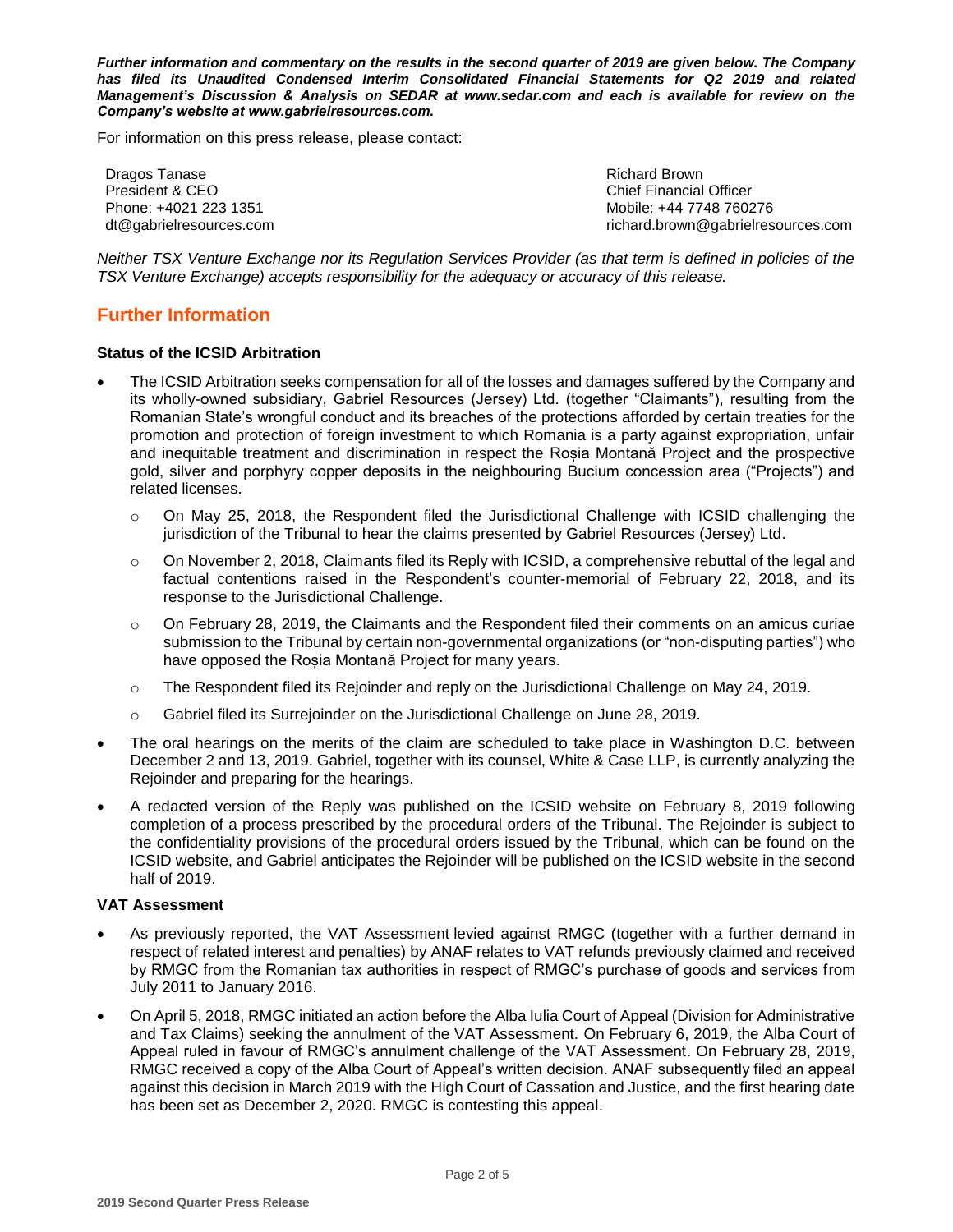***Further information and commentary on the results in the second quarter of 2019 are given below. The Company has filed its Unaudited Condensed Interim Consolidated Financial Statements for Q2 2019 and related Management's Discussion & Analysis on SEDAR at www.sedar.com and each is available for review on the Company's website at www.gabrielresources.com.***

For information on this press release, please contact:

Dragos Tanase
President & CEO
Phone: +4021 223 1351
dt@gabrielresources.com

Richard Brown
Chief Financial Officer
Mobile: +44 7748 760276
richard.brown@gabrielresources.com

*Neither TSX Venture Exchange nor its Regulation Services Provider (as that term is defined in policies of the TSX Venture Exchange) accepts responsibility for the adequacy or accuracy of this release.*

## Further Information

**Status of the ICSID Arbitration**

- The ICSID Arbitration seeks compensation for all of the losses and damages suffered by the Company and its wholly-owned subsidiary, Gabriel Resources (Jersey) Ltd. (together "Claimants"), resulting from the Romanian State's wrongful conduct and its breaches of the protections afforded by certain treaties for the promotion and protection of foreign investment to which Romania is a party against expropriation, unfair and inequitable treatment and discrimination in respect the Roșia Montană Project and the prospective gold, silver and porphyry copper deposits in the neighbouring Bucium concession area ("Projects") and related licenses.
  - On May 25, 2018, the Respondent filed the Jurisdictional Challenge with ICSID challenging the jurisdiction of the Tribunal to hear the claims presented by Gabriel Resources (Jersey) Ltd.
  - On November 2, 2018, Claimants filed its Reply with ICSID, a comprehensive rebuttal of the legal and factual contentions raised in the Respondent's counter-memorial of February 22, 2018, and its response to the Jurisdictional Challenge.
  - On February 28, 2019, the Claimants and the Respondent filed their comments on an amicus curiae submission to the Tribunal by certain non-governmental organizations (or "non-disputing parties") who have opposed the Roșia Montană Project for many years.
  - The Respondent filed its Rejoinder and reply on the Jurisdictional Challenge on May 24, 2019.
  - Gabriel filed its Surrejoinder on the Jurisdictional Challenge on June 28, 2019.
- The oral hearings on the merits of the claim are scheduled to take place in Washington D.C. between December 2 and 13, 2019. Gabriel, together with its counsel, White & Case LLP, is currently analyzing the Rejoinder and preparing for the hearings.
- A redacted version of the Reply was published on the ICSID website on February 8, 2019 following completion of a process prescribed by the procedural orders of the Tribunal. The Rejoinder is subject to the confidentiality provisions of the procedural orders issued by the Tribunal, which can be found on the ICSID website, and Gabriel anticipates the Rejoinder will be published on the ICSID website in the second half of 2019.

**VAT Assessment**

- As previously reported, the VAT Assessment levied against RMGC (together with a further demand in respect of related interest and penalties) by ANAF relates to VAT refunds previously claimed and received by RMGC from the Romanian tax authorities in respect of RMGC's purchase of goods and services from July 2011 to January 2016.
- On April 5, 2018, RMGC initiated an action before the Alba Iulia Court of Appeal (Division for Administrative and Tax Claims) seeking the annulment of the VAT Assessment. On February 6, 2019, the Alba Court of Appeal ruled in favour of RMGC's annulment challenge of the VAT Assessment. On February 28, 2019, RMGC received a copy of the Alba Court of Appeal's written decision. ANAF subsequently filed an appeal against this decision in March 2019 with the High Court of Cassation and Justice, and the first hearing date has been set as December 2, 2020. RMGC is contesting this appeal.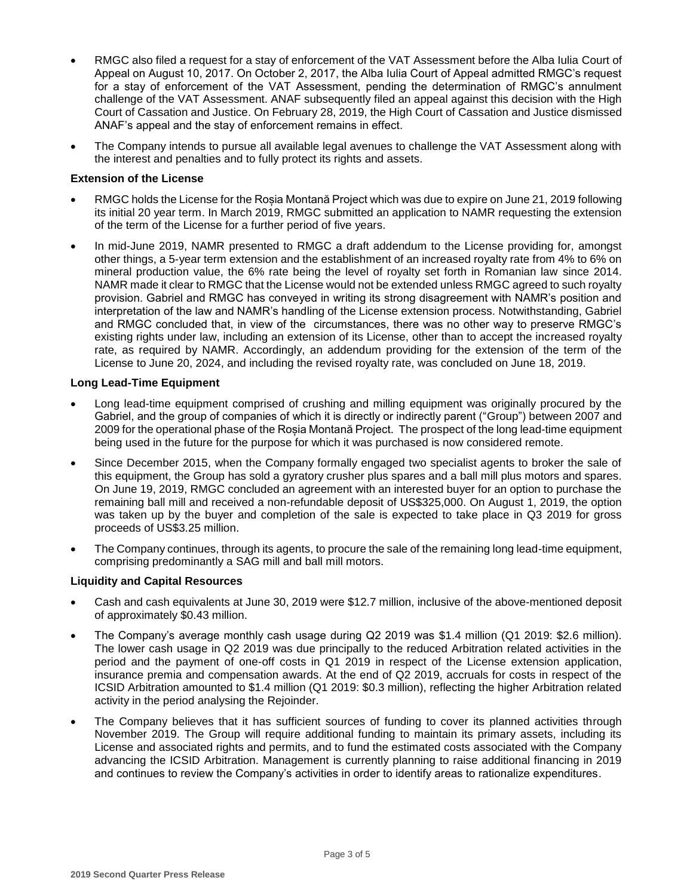- RMGC also filed a request for a stay of enforcement of the VAT Assessment before the Alba Iulia Court of Appeal on August 10, 2017. On October 2, 2017, the Alba Iulia Court of Appeal admitted RMGC's request for a stay of enforcement of the VAT Assessment, pending the determination of RMGC's annulment challenge of the VAT Assessment. ANAF subsequently filed an appeal against this decision with the High Court of Cassation and Justice. On February 28, 2019, the High Court of Cassation and Justice dismissed ANAF's appeal and the stay of enforcement remains in effect.
- The Company intends to pursue all available legal avenues to challenge the VAT Assessment along with the interest and penalties and to fully protect its rights and assets.

**Extension of the License**

- RMGC holds the License for the Roșia Montană Project which was due to expire on June 21, 2019 following its initial 20 year term. In March 2019, RMGC submitted an application to NAMR requesting the extension of the term of the License for a further period of five years.
- In mid-June 2019, NAMR presented to RMGC a draft addendum to the License providing for, amongst other things, a 5-year term extension and the establishment of an increased royalty rate from 4% to 6% on mineral production value, the 6% rate being the level of royalty set forth in Romanian law since 2014. NAMR made it clear to RMGC that the License would not be extended unless RMGC agreed to such royalty provision. Gabriel and RMGC has conveyed in writing its strong disagreement with NAMR's position and interpretation of the law and NAMR's handling of the License extension process. Notwithstanding, Gabriel and RMGC concluded that, in view of the circumstances, there was no other way to preserve RMGC's existing rights under law, including an extension of its License, other than to accept the increased royalty rate, as required by NAMR. Accordingly, an addendum providing for the extension of the term of the License to June 20, 2024, and including the revised royalty rate, was concluded on June 18, 2019.

**Long Lead-Time Equipment**

- Long lead-time equipment comprised of crushing and milling equipment was originally procured by the Gabriel, and the group of companies of which it is directly or indirectly parent ("Group") between 2007 and 2009 for the operational phase of the Roșia Montană Project. The prospect of the long lead-time equipment being used in the future for the purpose for which it was purchased is now considered remote.
- Since December 2015, when the Company formally engaged two specialist agents to broker the sale of this equipment, the Group has sold a gyratory crusher plus spares and a ball mill plus motors and spares. On June 19, 2019, RMGC concluded an agreement with an interested buyer for an option to purchase the remaining ball mill and received a non-refundable deposit of US$325,000. On August 1, 2019, the option was taken up by the buyer and completion of the sale is expected to take place in Q3 2019 for gross proceeds of US$3.25 million.
- The Company continues, through its agents, to procure the sale of the remaining long lead-time equipment, comprising predominantly a SAG mill and ball mill motors.

**Liquidity and Capital Resources**

- Cash and cash equivalents at June 30, 2019 were $12.7 million, inclusive of the above-mentioned deposit of approximately $0.43 million.
- The Company's average monthly cash usage during Q2 2019 was $1.4 million (Q1 2019: $2.6 million). The lower cash usage in Q2 2019 was due principally to the reduced Arbitration related activities in the period and the payment of one-off costs in Q1 2019 in respect of the License extension application, insurance premia and compensation awards. At the end of Q2 2019, accruals for costs in respect of the ICSID Arbitration amounted to $1.4 million (Q1 2019: $0.3 million), reflecting the higher Arbitration related activity in the period analysing the Rejoinder.
- The Company believes that it has sufficient sources of funding to cover its planned activities through November 2019. The Group will require additional funding to maintain its primary assets, including its License and associated rights and permits, and to fund the estimated costs associated with the Company advancing the ICSID Arbitration. Management is currently planning to raise additional financing in 2019 and continues to review the Company's activities in order to identify areas to rationalize expenditures.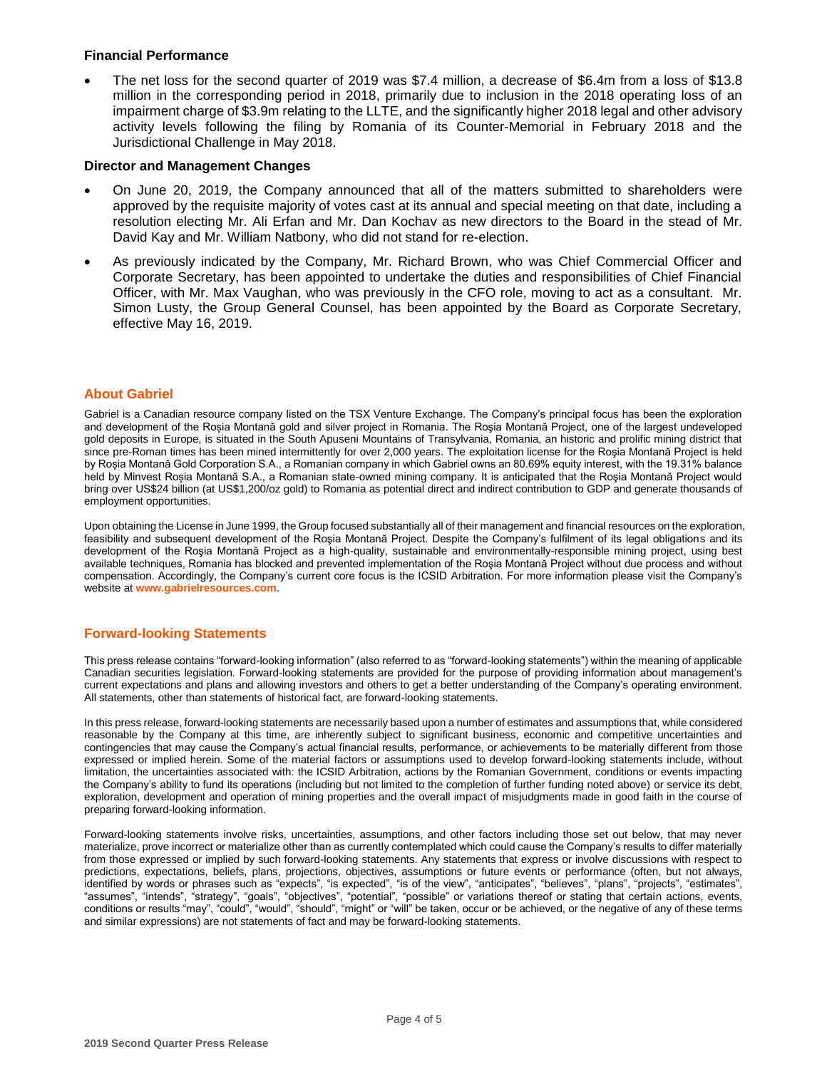### Financial Performance

- The net loss for the second quarter of 2019 was $7.4 million, a decrease of $6.4m from a loss of $13.8 million in the corresponding period in 2018, primarily due to inclusion in the 2018 operating loss of an impairment charge of $3.9m relating to the LLTE, and the significantly higher 2018 legal and other advisory activity levels following the filing by Romania of its Counter-Memorial in February 2018 and the Jurisdictional Challenge in May 2018.

### Director and Management Changes

- On June 20, 2019, the Company announced that all of the matters submitted to shareholders were approved by the requisite majority of votes cast at its annual and special meeting on that date, including a resolution electing Mr. Ali Erfan and Mr. Dan Kochav as new directors to the Board in the stead of Mr. David Kay and Mr. William Natbony, who did not stand for re-election.
- As previously indicated by the Company, Mr. Richard Brown, who was Chief Commercial Officer and Corporate Secretary, has been appointed to undertake the duties and responsibilities of Chief Financial Officer, with Mr. Max Vaughan, who was previously in the CFO role, moving to act as a consultant. Mr. Simon Lusty, the Group General Counsel, has been appointed by the Board as Corporate Secretary, effective May 16, 2019.

## About Gabriel

Gabriel is a Canadian resource company listed on the TSX Venture Exchange. The Company's principal focus has been the exploration and development of the Roșia Montană gold and silver project in Romania. The Roşia Montană Project, one of the largest undeveloped gold deposits in Europe, is situated in the South Apuseni Mountains of Transylvania, Romania, an historic and prolific mining district that since pre-Roman times has been mined intermittently for over 2,000 years. The exploitation license for the Roşia Montană Project is held by Roșia Montană Gold Corporation S.A., a Romanian company in which Gabriel owns an 80.69% equity interest, with the 19.31% balance held by Minvest Roșia Montană S.A., a Romanian state-owned mining company. It is anticipated that the Roşia Montană Project would bring over US$24 billion (at US$1,200/oz gold) to Romania as potential direct and indirect contribution to GDP and generate thousands of employment opportunities.

Upon obtaining the License in June 1999, the Group focused substantially all of their management and financial resources on the exploration, feasibility and subsequent development of the Roşia Montană Project. Despite the Company's fulfilment of its legal obligations and its development of the Roşia Montană Project as a high-quality, sustainable and environmentally-responsible mining project, using best available techniques, Romania has blocked and prevented implementation of the Roşia Montană Project without due process and without compensation. Accordingly, the Company's current core focus is the ICSID Arbitration. For more information please visit the Company's website at **www.gabrielresources.com**.

## Forward-looking Statements

This press release contains "forward-looking information" (also referred to as "forward-looking statements") within the meaning of applicable Canadian securities legislation. Forward-looking statements are provided for the purpose of providing information about management's current expectations and plans and allowing investors and others to get a better understanding of the Company's operating environment. All statements, other than statements of historical fact, are forward-looking statements.

In this press release, forward-looking statements are necessarily based upon a number of estimates and assumptions that, while considered reasonable by the Company at this time, are inherently subject to significant business, economic and competitive uncertainties and contingencies that may cause the Company's actual financial results, performance, or achievements to be materially different from those expressed or implied herein. Some of the material factors or assumptions used to develop forward-looking statements include, without limitation, the uncertainties associated with: the ICSID Arbitration, actions by the Romanian Government, conditions or events impacting the Company's ability to fund its operations (including but not limited to the completion of further funding noted above) or service its debt, exploration, development and operation of mining properties and the overall impact of misjudgments made in good faith in the course of preparing forward-looking information.

Forward-looking statements involve risks, uncertainties, assumptions, and other factors including those set out below, that may never materialize, prove incorrect or materialize other than as currently contemplated which could cause the Company's results to differ materially from those expressed or implied by such forward-looking statements. Any statements that express or involve discussions with respect to predictions, expectations, beliefs, plans, projections, objectives, assumptions or future events or performance (often, but not always, identified by words or phrases such as "expects", "is expected", "is of the view", "anticipates", "believes", "plans", "projects", "estimates", "assumes", "intends", "strategy", "goals", "objectives", "potential", "possible" or variations thereof or stating that certain actions, events, conditions or results "may", "could", "would", "should", "might" or "will" be taken, occur or be achieved, or the negative of any of these terms and similar expressions) are not statements of fact and may be forward-looking statements.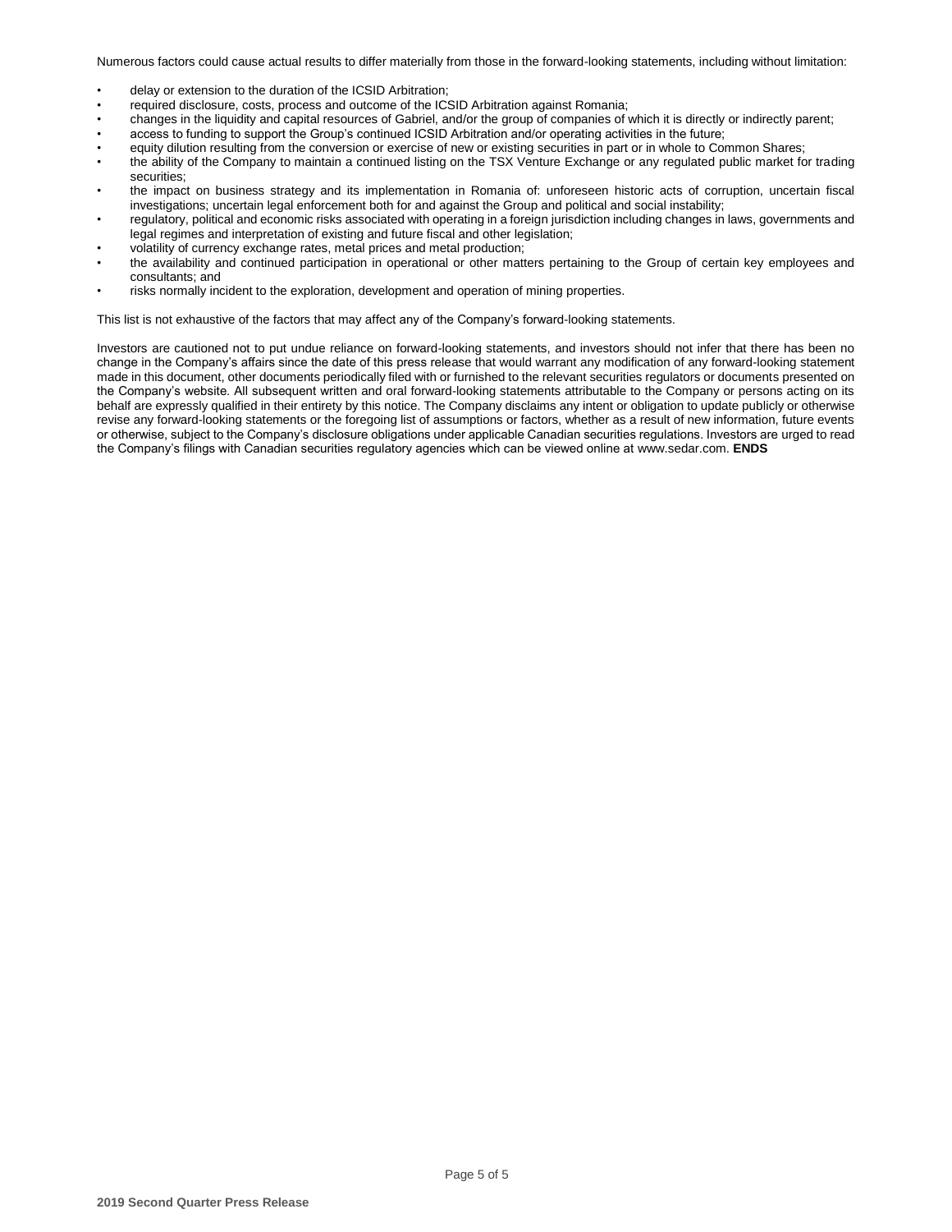Numerous factors could cause actual results to differ materially from those in the forward-looking statements, including without limitation:

- delay or extension to the duration of the ICSID Arbitration;
- required disclosure, costs, process and outcome of the ICSID Arbitration against Romania;
- changes in the liquidity and capital resources of Gabriel, and/or the group of companies of which it is directly or indirectly parent;
- access to funding to support the Group's continued ICSID Arbitration and/or operating activities in the future;
- equity dilution resulting from the conversion or exercise of new or existing securities in part or in whole to Common Shares;
- the ability of the Company to maintain a continued listing on the TSX Venture Exchange or any regulated public market for trading securities;
- the impact on business strategy and its implementation in Romania of: unforeseen historic acts of corruption, uncertain fiscal investigations; uncertain legal enforcement both for and against the Group and political and social instability;
- regulatory, political and economic risks associated with operating in a foreign jurisdiction including changes in laws, governments and legal regimes and interpretation of existing and future fiscal and other legislation;
- volatility of currency exchange rates, metal prices and metal production;
- the availability and continued participation in operational or other matters pertaining to the Group of certain key employees and consultants; and
- risks normally incident to the exploration, development and operation of mining properties.

This list is not exhaustive of the factors that may affect any of the Company's forward-looking statements.

Investors are cautioned not to put undue reliance on forward-looking statements, and investors should not infer that there has been no change in the Company's affairs since the date of this press release that would warrant any modification of any forward-looking statement made in this document, other documents periodically filed with or furnished to the relevant securities regulators or documents presented on the Company's website. All subsequent written and oral forward-looking statements attributable to the Company or persons acting on its behalf are expressly qualified in their entirety by this notice. The Company disclaims any intent or obligation to update publicly or otherwise revise any forward-looking statements or the foregoing list of assumptions or factors, whether as a result of new information, future events or otherwise, subject to the Company's disclosure obligations under applicable Canadian securities regulations. Investors are urged to read the Company's filings with Canadian securities regulatory agencies which can be viewed online at www.sedar.com. **ENDS**